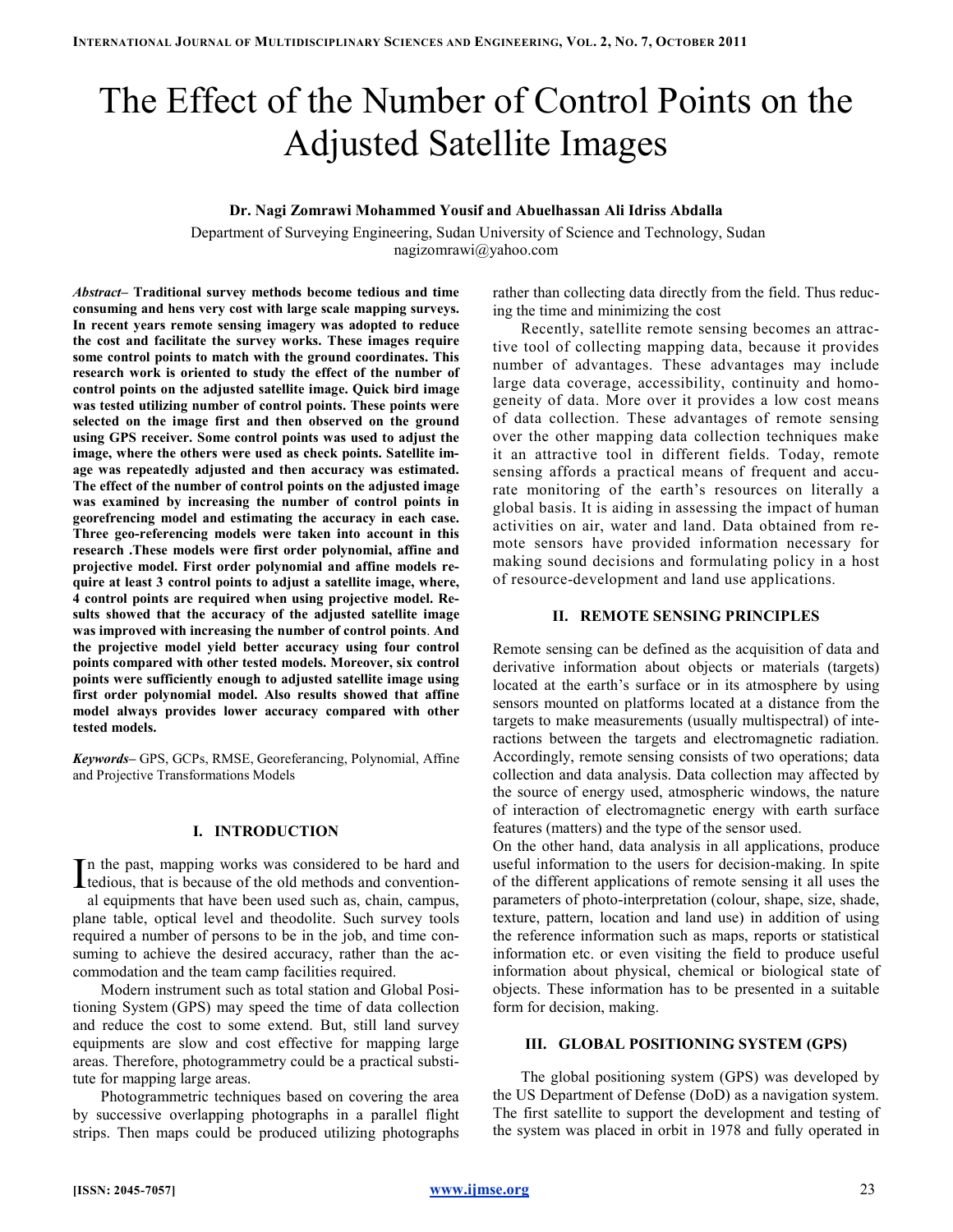# The Effect of the Number of Control Points on the Adjusted Satellite Images

**Dr. Nagi Zomrawi Mohammed Yousif and Abuelhassan Ali Idriss Abdalla**

Department of Surveying Engineering, Sudan University of Science and Technology, Sudan
nagizomrawi@yahoo.com

***Abstract*– Traditional survey methods become tedious and time consuming and hens very cost with large scale mapping surveys. In recent years remote sensing imagery was adopted to reduce the cost and facilitate the survey works. These images require some control points to match with the ground coordinates. This research work is oriented to study the effect of the number of control points on the adjusted satellite image. Quick bird image was tested utilizing number of control points. These points were selected on the image first and then observed on the ground using GPS receiver. Some control points was used to adjust the image, where the others were used as check points. Satellite image was repeatedly adjusted and then accuracy was estimated. The effect of the number of control points on the adjusted image was examined by increasing the number of control points in georefrencing model and estimating the accuracy in each case. Three geo-referencing models were taken into account in this research .These models were first order polynomial, affine and projective model. First order polynomial and affine models require at least 3 control points to adjust a satellite image, where, 4 control points are required when using projective model. Results showed that the accuracy of the adjusted satellite image was improved with increasing the number of control points. And the projective model yield better accuracy using four control points compared with other tested models. Moreover, six control points were sufficiently enough to adjusted satellite image using first order polynomial model. Also results showed that affine model always provides lower accuracy compared with other tested models.**

***Keywords*–** GPS, GCPs, RMSE, Georeferancing, Polynomial, Affine and Projective Transformations Models

## I. INTRODUCTION

In the past, mapping works was considered to be hard and tedious, that is because of the old methods and conventional equipments that have been used such as, chain, campus, plane table, optical level and theodolite. Such survey tools required a number of persons to be in the job, and time consuming to achieve the desired accuracy, rather than the accommodation and the team camp facilities required.

Modern instrument such as total station and Global Positioning System (GPS) may speed the time of data collection and reduce the cost to some extend. But, still land survey equipments are slow and cost effective for mapping large areas. Therefore, photogrammetry could be a practical substitute for mapping large areas.

Photogrammetric techniques based on covering the area by successive overlapping photographs in a parallel flight strips. Then maps could be produced utilizing photographs rather than collecting data directly from the field. Thus reducing the time and minimizing the cost

Recently, satellite remote sensing becomes an attractive tool of collecting mapping data, because it provides number of advantages. These advantages may include large data coverage, accessibility, continuity and homogeneity of data. More over it provides a low cost means of data collection. These advantages of remote sensing over the other mapping data collection techniques make it an attractive tool in different fields. Today, remote sensing affords a practical means of frequent and accurate monitoring of the earth's resources on literally a global basis. It is aiding in assessing the impact of human activities on air, water and land. Data obtained from remote sensors have provided information necessary for making sound decisions and formulating policy in a host of resource-development and land use applications.

## II. REMOTE SENSING PRINCIPLES

Remote sensing can be defined as the acquisition of data and derivative information about objects or materials (targets) located at the earth's surface or in its atmosphere by using sensors mounted on platforms located at a distance from the targets to make measurements (usually multispectral) of interactions between the targets and electromagnetic radiation. Accordingly, remote sensing consists of two operations; data collection and data analysis. Data collection may affected by the source of energy used, atmospheric windows, the nature of interaction of electromagnetic energy with earth surface features (matters) and the type of the sensor used.

On the other hand, data analysis in all applications, produce useful information to the users for decision-making. In spite of the different applications of remote sensing it all uses the parameters of photo-interpretation (colour, shape, size, shade, texture, pattern, location and land use) in addition of using the reference information such as maps, reports or statistical information etc. or even visiting the field to produce useful information about physical, chemical or biological state of objects. These information has to be presented in a suitable form for decision, making.

## III. GLOBAL POSITIONING SYSTEM (GPS)

The global positioning system (GPS) was developed by the US Department of Defense (DoD) as a navigation system. The first satellite to support the development and testing of the system was placed in orbit in 1978 and fully operated in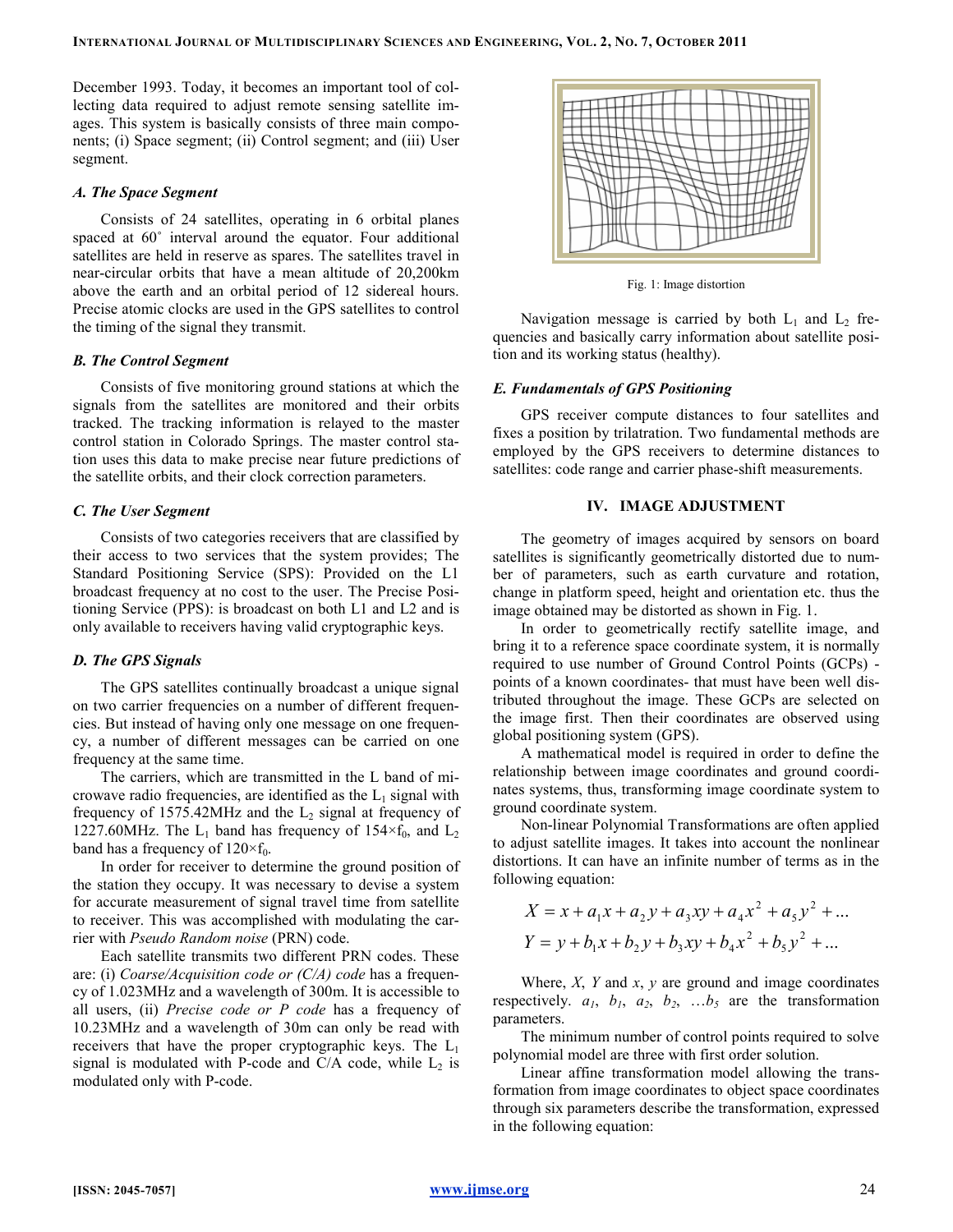December 1993. Today, it becomes an important tool of collecting data required to adjust remote sensing satellite images. This system is basically consists of three main components; (i) Space segment; (ii) Control segment; and (iii) User segment.

### *A. The Space Segment*

Consists of 24 satellites, operating in 6 orbital planes spaced at 60˚ interval around the equator. Four additional satellites are held in reserve as spares. The satellites travel in near-circular orbits that have a mean altitude of 20,200km above the earth and an orbital period of 12 sidereal hours. Precise atomic clocks are used in the GPS satellites to control the timing of the signal they transmit.

### *B. The Control Segment*

Consists of five monitoring ground stations at which the signals from the satellites are monitored and their orbits tracked. The tracking information is relayed to the master control station in Colorado Springs. The master control station uses this data to make precise near future predictions of the satellite orbits, and their clock correction parameters.

### *C. The User Segment*

Consists of two categories receivers that are classified by their access to two services that the system provides; The Standard Positioning Service (SPS): Provided on the L1 broadcast frequency at no cost to the user. The Precise Positioning Service (PPS): is broadcast on both L1 and L2 and is only available to receivers having valid cryptographic keys.

### *D. The GPS Signals*

The GPS satellites continually broadcast a unique signal on two carrier frequencies on a number of different frequencies. But instead of having only one message on one frequency, a number of different messages can be carried on one frequency at the same time.

The carriers, which are transmitted in the L band of microwave radio frequencies, are identified as the $L_1$ signal with frequency of 1575.42MHz and the $L_2$ signal at frequency of 1227.60MHz. The $L_1$ band has frequency of $154 \times f_0$, and $L_2$ band has a frequency of $120 \times f_0$.

In order for receiver to determine the ground position of the station they occupy. It was necessary to devise a system for accurate measurement of signal travel time from satellite to receiver. This was accomplished with modulating the carrier with *Pseudo Random noise* (PRN) code.

Each satellite transmits two different PRN codes. These are: (i) *Coarse/Acquisition code or (C/A) code* has a frequency of 1.023MHz and a wavelength of 300m. It is accessible to all users, (ii) *Precise code or P code* has a frequency of 10.23MHz and a wavelength of 30m can only be read with receivers that have the proper cryptographic keys. The $L_1$ signal is modulated with P-code and C/A code, while $L_2$ is modulated only with P-code.

Fig. 1: Image distortion

Navigation message is carried by both $L_1$ and $L_2$ frequencies and basically carry information about satellite position and its working status (healthy).

### *E. Fundamentals of GPS Positioning*

GPS receiver compute distances to four satellites and fixes a position by trilatration. Two fundamental methods are employed by the GPS receivers to determine distances to satellites: code range and carrier phase-shift measurements.

## IV. IMAGE ADJUSTMENT

The geometry of images acquired by sensors on board satellites is significantly geometrically distorted due to number of parameters, such as earth curvature and rotation, change in platform speed, height and orientation etc. thus the image obtained may be distorted as shown in Fig. 1.

In order to geometrically rectify satellite image, and bring it to a reference space coordinate system, it is normally required to use number of Ground Control Points (GCPs) - points of a known coordinates- that must have been well distributed throughout the image. These GCPs are selected on the image first. Then their coordinates are observed using global positioning system (GPS).

A mathematical model is required in order to define the relationship between image coordinates and ground coordinates systems, thus, transforming image coordinate system to ground coordinate system.

Non-linear Polynomial Transformations are often applied to adjust satellite images. It takes into account the nonlinear distortions. It can have an infinite number of terms as in the following equation:

$$X = x + a_1 x + a_2 y + a_3 xy + a_4 x^2 + a_5 y^2 + \ldots$$

$$Y = y + b_1 x + b_2 y + b_3 xy + b_4 x^2 + b_5 y^2 + \ldots$$

Where, $X$, $Y$ and $x$, $y$ are ground and image coordinates respectively. $a_1$, $b_1$, $a_2$, $b_2$, $\ldots b_5$ are the transformation parameters.

The minimum number of control points required to solve polynomial model are three with first order solution.

Linear affine transformation model allowing the transformation from image coordinates to object space coordinates through six parameters describe the transformation, expressed in the following equation: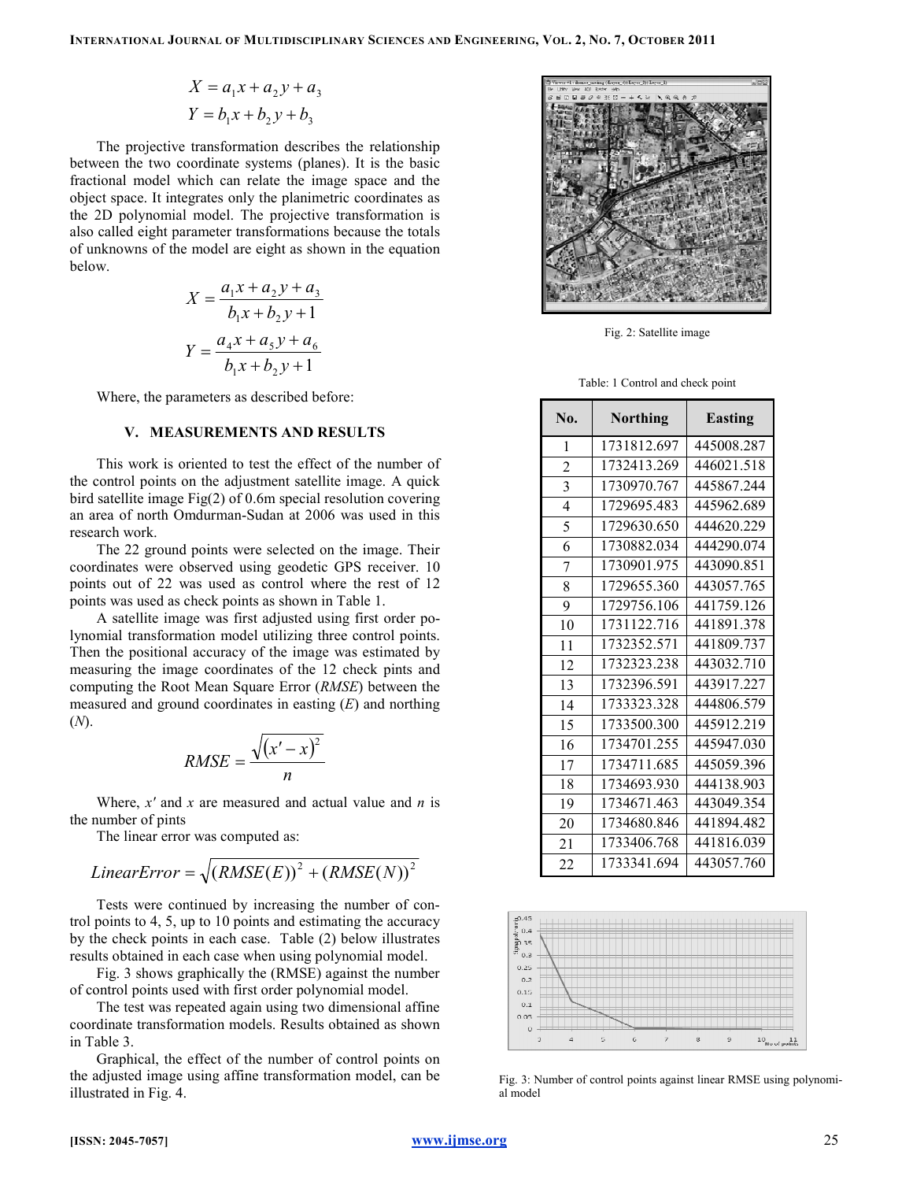$$X = a_1 x + a_2 y + a_3$$
$$Y = b_1 x + b_2 y + b_3$$

The projective transformation describes the relationship between the two coordinate systems (planes). It is the basic fractional model which can relate the image space and the object space. It integrates only the planimetric coordinates as the 2D polynomial model. The projective transformation is also called eight parameter transformations because the totals of unknowns of the model are eight as shown in the equation below.

$$X = \frac{a_1 x + a_2 y + a_3}{b_1 x + b_2 y + 1}$$
$$Y = \frac{a_4 x + a_5 y + a_6}{b_1 x + b_2 y + 1}$$

Where, the parameters as described before:

## V. MEASUREMENTS AND RESULTS

This work is oriented to test the effect of the number of the control points on the adjustment satellite image. A quick bird satellite image Fig(2) of 0.6m special resolution covering an area of north Omdurman-Sudan at 2006 was used in this research work.

The 22 ground points were selected on the image. Their coordinates were observed using geodetic GPS receiver. 10 points out of 22 was used as control where the rest of 12 points was used as check points as shown in Table 1.

A satellite image was first adjusted using first order polynomial transformation model utilizing three control points. Then the positional accuracy of the image was estimated by measuring the image coordinates of the 12 check pints and computing the Root Mean Square Error (*RMSE*) between the measured and ground coordinates in easting (*E*) and northing (*N*).

$$RMSE = \frac{\sqrt{(x' - x)^2}}{n}$$

Where, $x'$ and $x$ are measured and actual value and $n$ is the number of pints

The linear error was computed as:

$$LinearError = \sqrt{(RMSE(E))^2 + (RMSE(N))^2}$$

Tests were continued by increasing the number of control points to 4, 5, up to 10 points and estimating the accuracy by the check points in each case. Table (2) below illustrates results obtained in each case when using polynomial model.

Fig. 3 shows graphically the (RMSE) against the number of control points used with first order polynomial model.

The test was repeated again using two dimensional affine coordinate transformation models. Results obtained as shown in Table 3.

Graphical, the effect of the number of control points on the adjusted image using affine transformation model, can be illustrated in Fig. 4.

Fig. 2: Satellite image

Table: 1 Control and check point

| No. | Northing | Easting |
|---|---|---|
| 1 | 1731812.697 | 445008.287 |
| 2 | 1732413.269 | 446021.518 |
| 3 | 1730970.767 | 445867.244 |
| 4 | 1729695.483 | 445962.689 |
| 5 | 1729630.650 | 444620.229 |
| 6 | 1730882.034 | 444290.074 |
| 7 | 1730901.975 | 443090.851 |
| 8 | 1729655.360 | 443057.765 |
| 9 | 1729756.106 | 441759.126 |
| 10 | 1731122.716 | 441891.378 |
| 11 | 1732352.571 | 441809.737 |
| 12 | 1732323.238 | 443032.710 |
| 13 | 1732396.591 | 443917.227 |
| 14 | 1733323.328 | 444806.579 |
| 15 | 1733500.300 | 445912.219 |
| 16 | 1734701.255 | 445947.030 |
| 17 | 1734711.685 | 445059.396 |
| 18 | 1734693.930 | 444138.903 |
| 19 | 1734671.463 | 443049.354 |
| 20 | 1734680.846 | 441894.482 |
| 21 | 1733406.768 | 441816.039 |
| 22 | 1733341.694 | 443057.760 |

Fig. 3: Number of control points against linear RMSE using polynomial model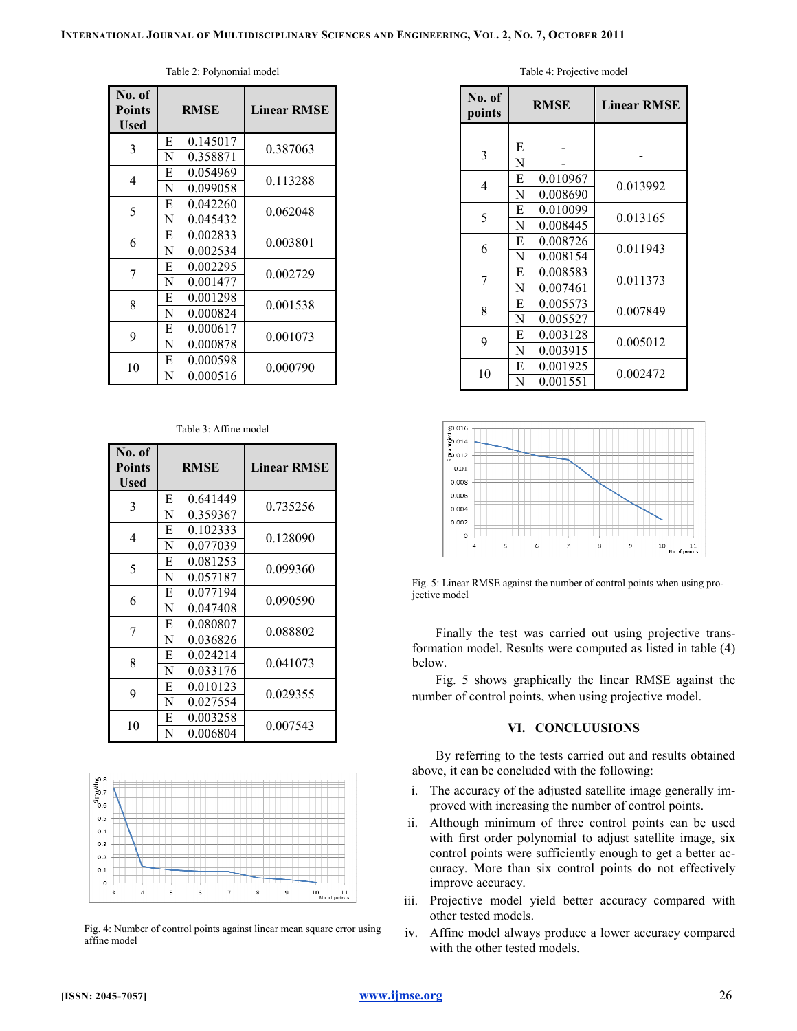Table 2: Polynomial model

| No. of Points Used | | RMSE | Linear RMSE |
|---|---|---|---|
| 3 | E | 0.145017 | 0.387063 |
| | N | 0.358871 | |
| 4 | E | 0.054969 | 0.113288 |
| | N | 0.099058 | |
| 5 | E | 0.042260 | 0.062048 |
| | N | 0.045432 | |
| 6 | E | 0.002833 | 0.003801 |
| | N | 0.002534 | |
| 7 | E | 0.002295 | 0.002729 |
| | N | 0.001477 | |
| 8 | E | 0.001298 | 0.001538 |
| | N | 0.000824 | |
| 9 | E | 0.000617 | 0.001073 |
| | N | 0.000878 | |
| 10 | E | 0.000598 | 0.000790 |
| | N | 0.000516 | |

Table 3: Affine model

| No. of Points Used | | RMSE | Linear RMSE |
|---|---|---|---|
| 3 | E | 0.641449 | 0.735256 |
| | N | 0.359367 | |
| 4 | E | 0.102333 | 0.128090 |
| | N | 0.077039 | |
| 5 | E | 0.081253 | 0.099360 |
| | N | 0.057187 | |
| 6 | E | 0.077194 | 0.090590 |
| | N | 0.047408 | |
| 7 | E | 0.080807 | 0.088802 |
| | N | 0.036826 | |
| 8 | E | 0.024214 | 0.041073 |
| | N | 0.033176 | |
| 9 | E | 0.010123 | 0.029355 |
| | N | 0.027554 | |
| 10 | E | 0.003258 | 0.007543 |
| | N | 0.006804 | |

Fig. 4: Number of control points against linear mean square error using affine model

Table 4: Projective model

| No. of points | | RMSE | Linear RMSE |
|---|---|---|---|
| | | | |
| 3 | E | - | - |
| | N | - | |
| 4 | E | 0.010967 | 0.013992 |
| | N | 0.008690 | |
| 5 | E | 0.010099 | 0.013165 |
| | N | 0.008445 | |
| 6 | E | 0.008726 | 0.011943 |
| | N | 0.008154 | |
| 7 | E | 0.008583 | 0.011373 |
| | N | 0.007461 | |
| 8 | E | 0.005573 | 0.007849 |
| | N | 0.005527 | |
| 9 | E | 0.003128 | 0.005012 |
| | N | 0.003915 | |
| 10 | E | 0.001925 | 0.002472 |
| | N | 0.001551 | |

Fig. 5: Linear RMSE against the number of control points when using projective model

Finally the test was carried out using projective transformation model. Results were computed as listed in table (4) below.

Fig. 5 shows graphically the linear RMSE against the number of control points, when using projective model.

## VI. CONCLUUSIONS

By referring to the tests carried out and results obtained above, it can be concluded with the following:

i. The accuracy of the adjusted satellite image generally improved with increasing the number of control points.

ii. Although minimum of three control points can be used with first order polynomial to adjust satellite image, six control points were sufficiently enough to get a better accuracy. More than six control points do not effectively improve accuracy.

iii. Projective model yield better accuracy compared with other tested models.

iv. Affine model always produce a lower accuracy compared with the other tested models.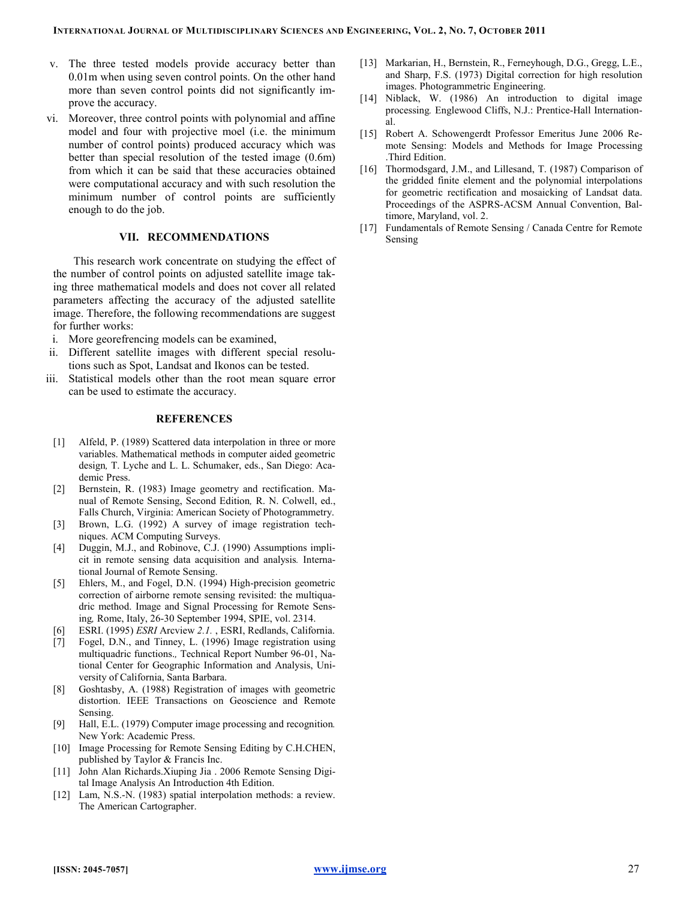v. The three tested models provide accuracy better than 0.01m when using seven control points. On the other hand more than seven control points did not significantly improve the accuracy.

vi. Moreover, three control points with polynomial and affine model and four with projective moel (i.e. the minimum number of control points) produced accuracy which was better than special resolution of the tested image (0.6m) from which it can be said that these accuracies obtained were computational accuracy and with such resolution the minimum number of control points are sufficiently enough to do the job.

## VII. RECOMMENDATIONS

This research work concentrate on studying the effect of the number of control points on adjusted satellite image taking three mathematical models and does not cover all related parameters affecting the accuracy of the adjusted satellite image. Therefore, the following recommendations are suggest for further works:

i. More georefrencing models can be examined,

ii. Different satellite images with different special resolutions such as Spot, Landsat and Ikonos can be tested.

iii. Statistical models other than the root mean square error can be used to estimate the accuracy.

## REFERENCES

[1] Alfeld, P. (1989) Scattered data interpolation in three or more variables. Mathematical methods in computer aided geometric design*,* T. Lyche and L. L. Schumaker, eds., San Diego: Academic Press.

[2] Bernstein, R. (1983) Image geometry and rectification. Manual of Remote Sensing, Second Edition*,* R. N. Colwell, ed., Falls Church, Virginia: American Society of Photogrammetry.

[3] Brown, L.G. (1992) A survey of image registration techniques. ACM Computing Surveys.

[4] Duggin, M.J., and Robinove, C.J. (1990) Assumptions implicit in remote sensing data acquisition and analysis*.* International Journal of Remote Sensing.

[5] Ehlers, M., and Fogel, D.N. (1994) High-precision geometric correction of airborne remote sensing revisited: the multiquadric method. Image and Signal Processing for Remote Sensing*,* Rome, Italy, 26-30 September 1994, SPIE, vol. 2314.

[6] ESRI. (1995) *ESRI* Arcview *2.1.* , ESRI, Redlands, California.

[7] Fogel, D.N., and Tinney, L. (1996) Image registration using multiquadric functions.*,* Technical Report Number 96-01, National Center for Geographic Information and Analysis, University of California, Santa Barbara.

[8] Goshtasby, A. (1988) Registration of images with geometric distortion. IEEE Transactions on Geoscience and Remote Sensing.

[9] Hall, E.L. (1979) Computer image processing and recognition*.* New York: Academic Press.

[10] Image Processing for Remote Sensing Editing by C.H.CHEN, published by Taylor & Francis Inc.

[11] John Alan Richards.Xiuping Jia . 2006 Remote Sensing Digital Image Analysis An Introduction 4th Edition.

[12] Lam, N.S.-N. (1983) spatial interpolation methods: a review. The American Cartographer.

[13] Markarian, H., Bernstein, R., Ferneyhough, D.G., Gregg, L.E., and Sharp, F.S. (1973) Digital correction for high resolution images. Photogrammetric Engineering.

[14] Niblack, W. (1986) An introduction to digital image processing*.* Englewood Cliffs, N.J.: Prentice-Hall International.

[15] Robert A. Schowengerdt Professor Emeritus June 2006 Remote Sensing: Models and Methods for Image Processing .Third Edition.

[16] Thormodsgard, J.M., and Lillesand, T. (1987) Comparison of the gridded finite element and the polynomial interpolations for geometric rectification and mosaicking of Landsat data. Proceedings of the ASPRS-ACSM Annual Convention, Baltimore, Maryland, vol. 2.

[17] Fundamentals of Remote Sensing / Canada Centre for Remote Sensing